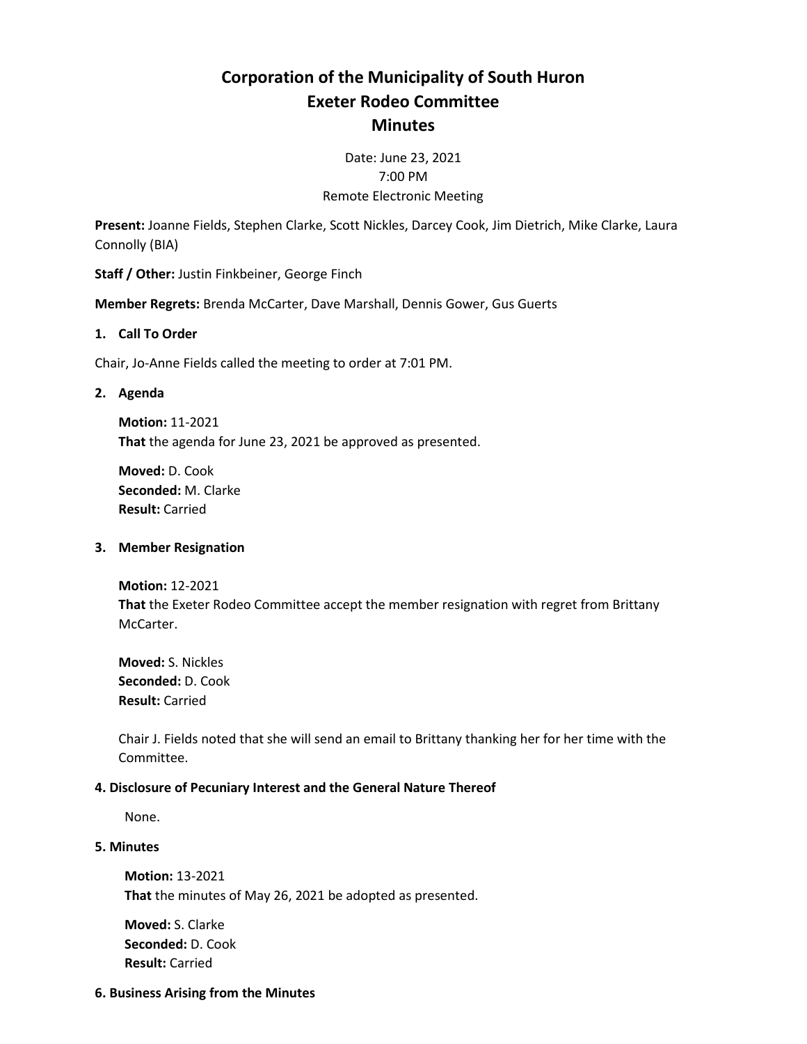# Corporation of the Municipality of South Huron
# Exeter Rodeo Committee
# Minutes

Date: June 23, 2021
7:00 PM
Remote Electronic Meeting

**Present:** Joanne Fields, Stephen Clarke, Scott Nickles, Darcey Cook, Jim Dietrich, Mike Clarke, Laura Connolly (BIA)

**Staff / Other:** Justin Finkbeiner, George Finch

**Member Regrets:** Brenda McCarter, Dave Marshall, Dennis Gower, Gus Guerts

## 1. Call To Order

Chair, Jo-Anne Fields called the meeting to order at 7:01 PM.

## 2. Agenda

**Motion:** 11-2021
**That** the agenda for June 23, 2021 be approved as presented.

**Moved:** D. Cook
**Seconded:** M. Clarke
**Result:** Carried

## 3. Member Resignation

**Motion:** 12-2021
**That** the Exeter Rodeo Committee accept the member resignation with regret from Brittany McCarter.

**Moved:** S. Nickles
**Seconded:** D. Cook
**Result:** Carried

Chair J. Fields noted that she will send an email to Brittany thanking her for her time with the Committee.

## 4. Disclosure of Pecuniary Interest and the General Nature Thereof

None.

## 5. Minutes

**Motion:** 13-2021
**That** the minutes of May 26, 2021 be adopted as presented.

**Moved:** S. Clarke
**Seconded:** D. Cook
**Result:** Carried

## 6. Business Arising from the Minutes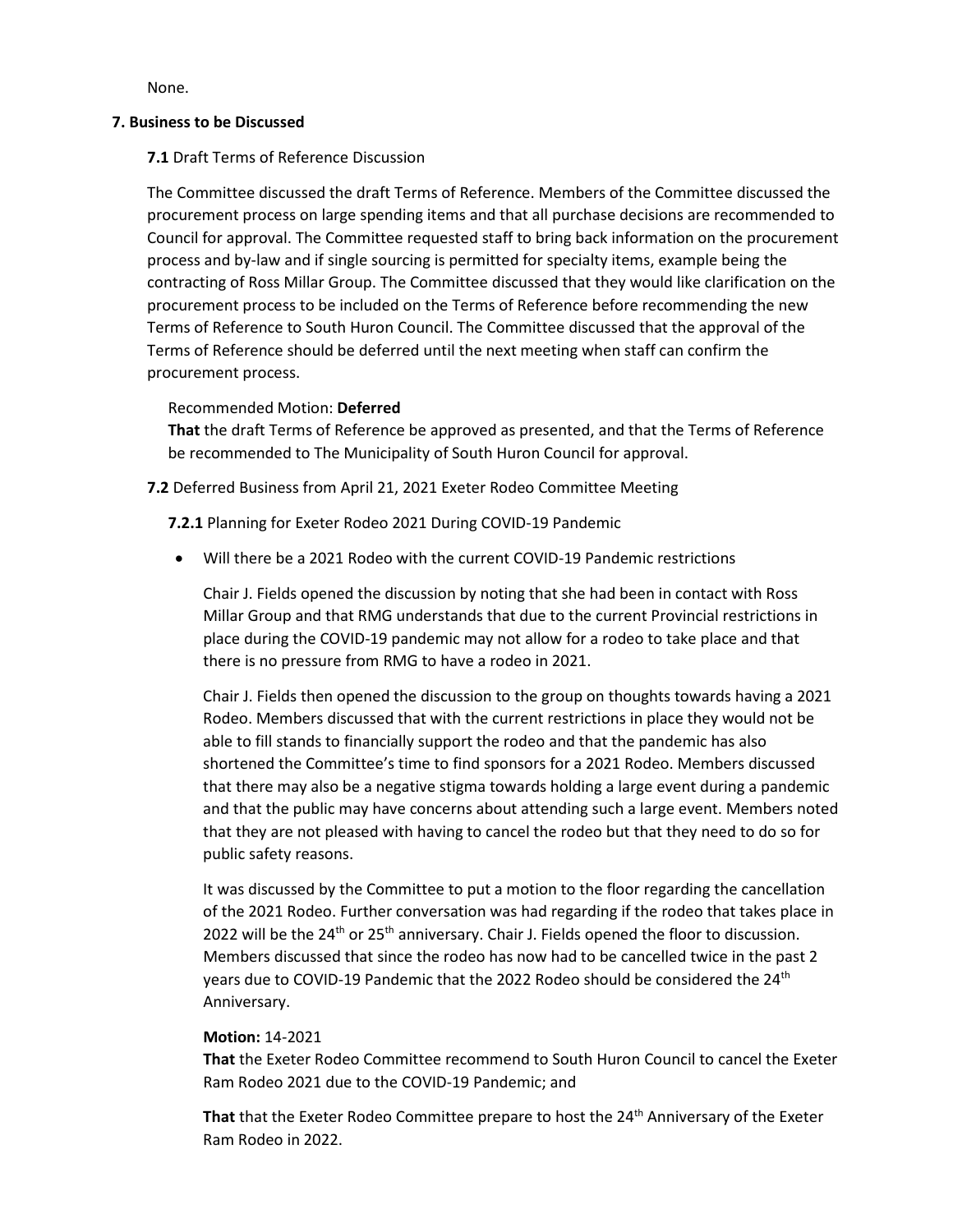None.

## 7. Business to be Discussed

**7.1** Draft Terms of Reference Discussion

The Committee discussed the draft Terms of Reference. Members of the Committee discussed the procurement process on large spending items and that all purchase decisions are recommended to Council for approval. The Committee requested staff to bring back information on the procurement process and by-law and if single sourcing is permitted for specialty items, example being the contracting of Ross Millar Group. The Committee discussed that they would like clarification on the procurement process to be included on the Terms of Reference before recommending the new Terms of Reference to South Huron Council. The Committee discussed that the approval of the Terms of Reference should be deferred until the next meeting when staff can confirm the procurement process.

Recommended Motion: **Deferred**
**That** the draft Terms of Reference be approved as presented, and that the Terms of Reference be recommended to The Municipality of South Huron Council for approval.

**7.2** Deferred Business from April 21, 2021 Exeter Rodeo Committee Meeting

**7.2.1** Planning for Exeter Rodeo 2021 During COVID-19 Pandemic

- Will there be a 2021 Rodeo with the current COVID-19 Pandemic restrictions

  Chair J. Fields opened the discussion by noting that she had been in contact with Ross Millar Group and that RMG understands that due to the current Provincial restrictions in place during the COVID-19 pandemic may not allow for a rodeo to take place and that there is no pressure from RMG to have a rodeo in 2021.

  Chair J. Fields then opened the discussion to the group on thoughts towards having a 2021 Rodeo. Members discussed that with the current restrictions in place they would not be able to fill stands to financially support the rodeo and that the pandemic has also shortened the Committee's time to find sponsors for a 2021 Rodeo. Members discussed that there may also be a negative stigma towards holding a large event during a pandemic and that the public may have concerns about attending such a large event. Members noted that they are not pleased with having to cancel the rodeo but that they need to do so for public safety reasons.

  It was discussed by the Committee to put a motion to the floor regarding the cancellation of the 2021 Rodeo. Further conversation was had regarding if the rodeo that takes place in 2022 will be the 24th or 25th anniversary. Chair J. Fields opened the floor to discussion. Members discussed that since the rodeo has now had to be cancelled twice in the past 2 years due to COVID-19 Pandemic that the 2022 Rodeo should be considered the 24th Anniversary.

  **Motion:** 14-2021
  **That** the Exeter Rodeo Committee recommend to South Huron Council to cancel the Exeter Ram Rodeo 2021 due to the COVID-19 Pandemic; and

  **That** that the Exeter Rodeo Committee prepare to host the 24th Anniversary of the Exeter Ram Rodeo in 2022.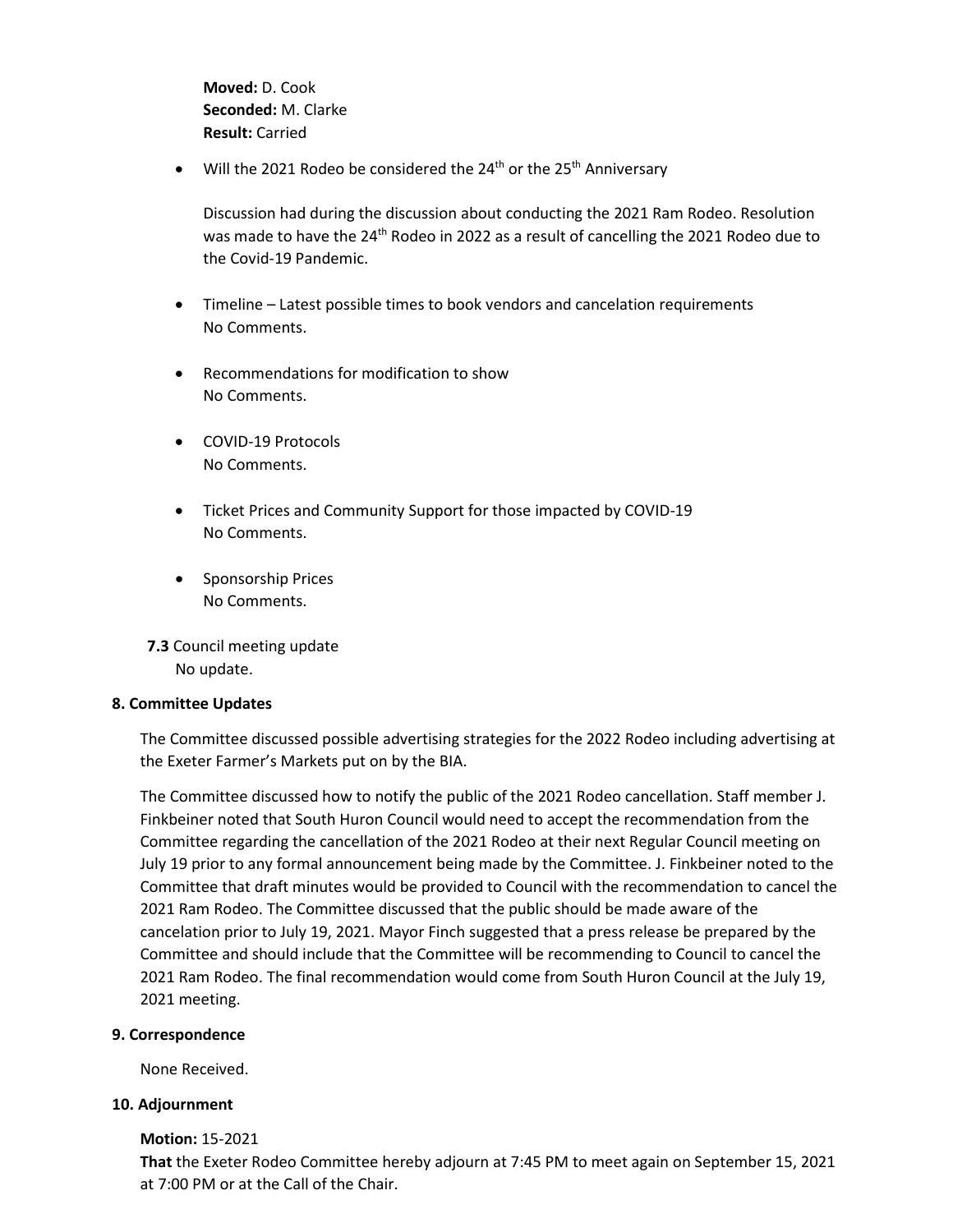**Moved:** D. Cook
**Seconded:** M. Clarke
**Result:** Carried

- Will the 2021 Rodeo be considered the 24th or the 25th Anniversary

  Discussion had during the discussion about conducting the 2021 Ram Rodeo. Resolution was made to have the 24th Rodeo in 2022 as a result of cancelling the 2021 Rodeo due to the Covid-19 Pandemic.

- Timeline – Latest possible times to book vendors and cancelation requirements
  No Comments.

- Recommendations for modification to show
  No Comments.

- COVID-19 Protocols
  No Comments.

- Ticket Prices and Community Support for those impacted by COVID-19
  No Comments.

- Sponsorship Prices
  No Comments.

**7.3** Council meeting update
No update.

**8. Committee Updates**

The Committee discussed possible advertising strategies for the 2022 Rodeo including advertising at the Exeter Farmer's Markets put on by the BIA.

The Committee discussed how to notify the public of the 2021 Rodeo cancellation. Staff member J. Finkbeiner noted that South Huron Council would need to accept the recommendation from the Committee regarding the cancellation of the 2021 Rodeo at their next Regular Council meeting on July 19 prior to any formal announcement being made by the Committee. J. Finkbeiner noted to the Committee that draft minutes would be provided to Council with the recommendation to cancel the 2021 Ram Rodeo. The Committee discussed that the public should be made aware of the cancelation prior to July 19, 2021. Mayor Finch suggested that a press release be prepared by the Committee and should include that the Committee will be recommending to Council to cancel the 2021 Ram Rodeo. The final recommendation would come from South Huron Council at the July 19, 2021 meeting.

**9. Correspondence**

None Received.

**10. Adjournment**

**Motion:** 15-2021
**That** the Exeter Rodeo Committee hereby adjourn at 7:45 PM to meet again on September 15, 2021 at 7:00 PM or at the Call of the Chair.